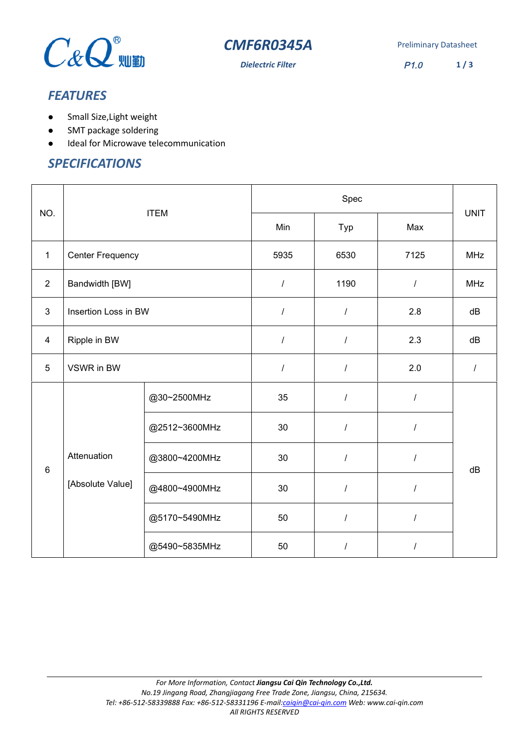# CMF6R0345A

**Dielectric Filter**

Preliminary Datasheet

P1.0

## FEATURES

- Small Size,Light weight
- SMT package soldering
- Ideal for Microwave telecommunication

## SPECIFICATIONS

| NO. | ITEM | | Spec | | | UNIT |
|---|---|---|---|---|---|---|
| | | | Min | Typ | Max | |
| 1 | Center Frequency | | 5935 | 6530 | 7125 | MHz |
| 2 | Bandwidth [BW] | | / | 1190 | / | MHz |
| 3 | Insertion Loss in BW | | / | / | 2.8 | dB |
| 4 | Ripple in BW | | / | / | 2.3 | dB |
| 5 | VSWR in BW | | / | / | 2.0 | / |
| 6 | Attenuation [Absolute Value] | @30~2500MHz | 35 | / | / | dB |
| | | @2512~3600MHz | 30 | / | / | |
| | | @3800~4200MHz | 30 | / | / | |
| | | @4800~4900MHz | 30 | / | / | |
| | | @5170~5490MHz | 50 | / | / | |
| | | @5490~5835MHz | 50 | / | / | |

*For More Information, Contact **Jiangsu Cai Qin Technology Co.,Ltd.***
*No.19 Jingang Road, Zhangjiagang Free Trade Zone, Jiangsu, China, 215634.*
*Tel: +86-512-58339888 Fax: +86-512-58331196 E-mail:caiqin@cai-qin.com Web: www.cai-qin.com*
*All RIGHTS RESERVED*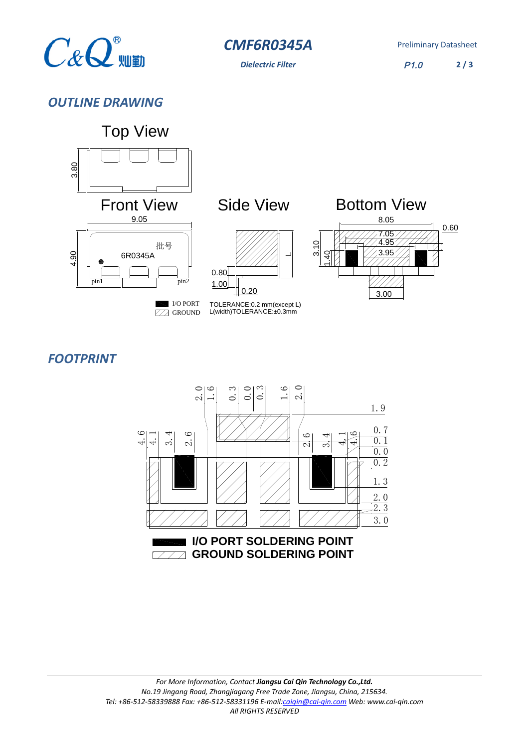## OUTLINE DRAWING

Top View

3.80

Front View

9.05

4.90

批号

6R0345A

pin1 pin2

Side View

0.80

1.00

0.20

L

Bottom View

8.05

0.60

7.05

4.95

3.95

3.10

1.40

3.00

I/O PORT

GROUND

TOLERANCE:0.2 mm(except L)
L(width)TOLERANCE:±0.3mm

## FOOTPRINT

2.0 1.6 0.3 0.0 0.3 1.6 2.0

1.9

4.6 4.1 3.4 2.6 2.6 3.4 4.1 4.6

0.7

0.1

0.0

0.2

1.3

2.0

2.3

3.0

**I/O PORT SOLDERING POINT**

**GROUND SOLDERING POINT**

*For More Information, Contact* ***Jiangsu Cai Qin Technology Co.,Ltd.***
*No.19 Jingang Road, Zhangjiagang Free Trade Zone, Jiangsu, China, 215634.*
*Tel: +86-512-58339888 Fax: +86-512-58331196 E-mail:caiqin@cai-qin.com Web: www.cai-qin.com*
*All RIGHTS RESERVED*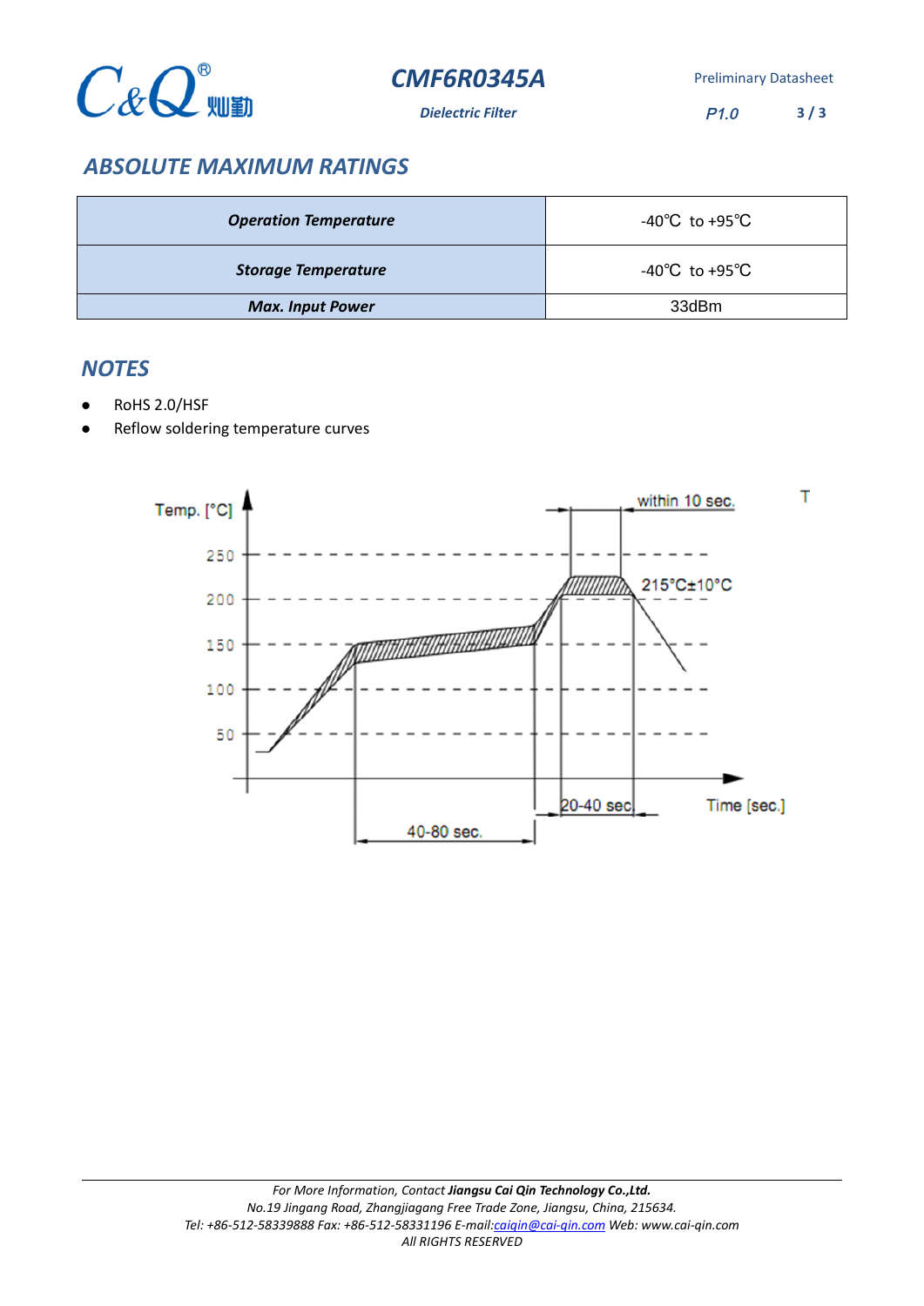## ABSOLUTE MAXIMUM RATINGS

| | |
|---|---|
| ***Operation Temperature*** | -40℃ to +95℃ |
| ***Storage Temperature*** | -40℃ to +95℃ |
| ***Max. Input Power*** | 33dBm |

## NOTES

- RoHS 2.0/HSF
- Reflow soldering temperature curves

Temp. [°C]
250
200
150
100
50
within 10 sec.
T
215°C±10°C
20-40 sec
Time [sec.]
40-80 sec.

*For More Information, Contact* ***Jiangsu Cai Qin Technology Co.,Ltd.***
*No.19 Jingang Road, Zhangjiagang Free Trade Zone, Jiangsu, China, 215634.*
*Tel: +86-512-58339888 Fax: +86-512-58331196 E-mail:caiqin@cai-qin.com Web: www.cai-qin.com*
*All RIGHTS RESERVED*